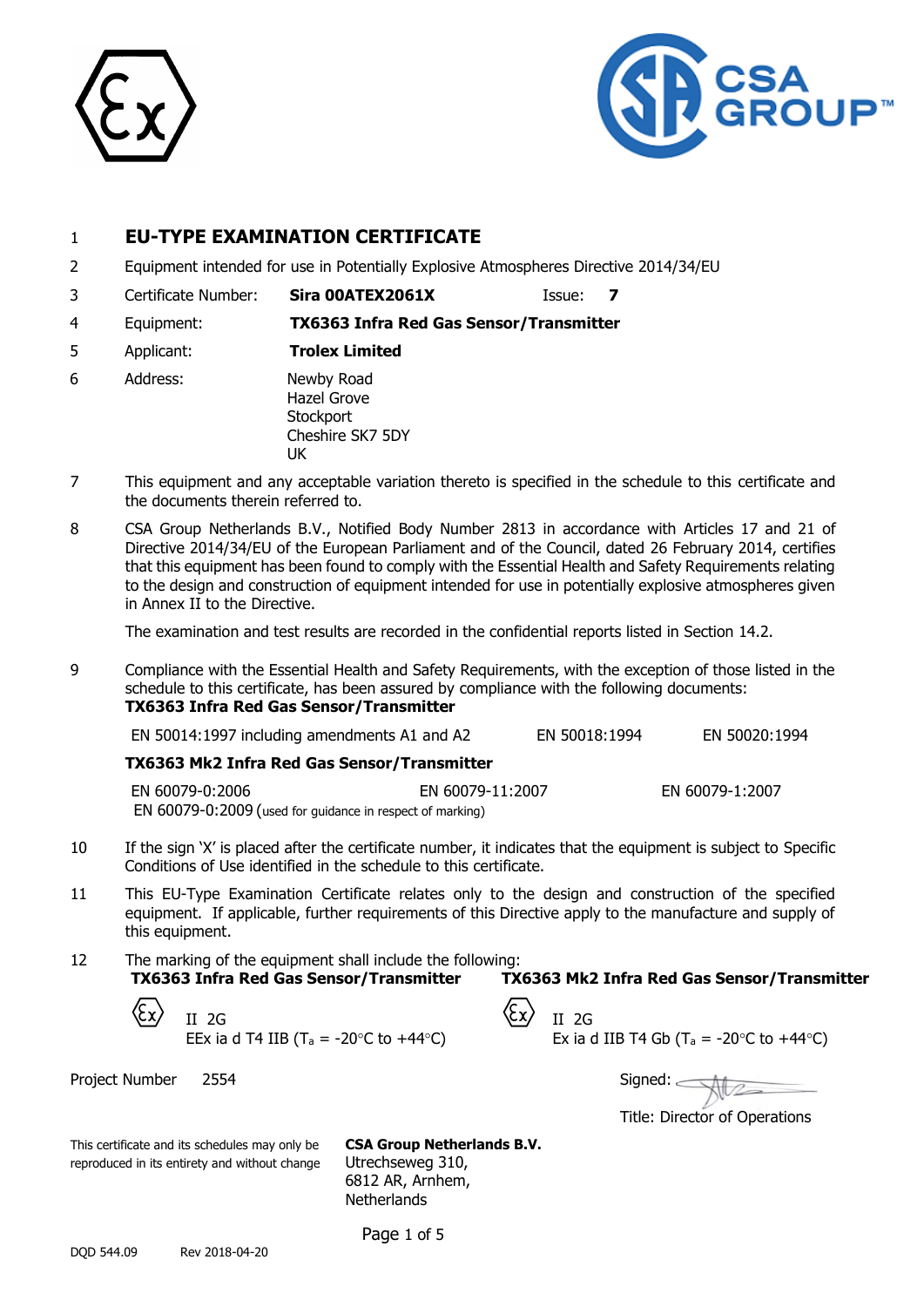# 1 EU-TYPE EXAMINATION CERTIFICATE

2 Equipment intended for use in Potentially Explosive Atmospheres Directive 2014/34/EU

3 Certificate Number: **Sira 00ATEX2061X** Issue: **7**

4 Equipment: **TX6363 Infra Red Gas Sensor/Transmitter**

5 Applicant: **Trolex Limited**

6 Address: Newby Road
Hazel Grove
Stockport
Cheshire SK7 5DY
UK

7 This equipment and any acceptable variation thereto is specified in the schedule to this certificate and the documents therein referred to.

8 CSA Group Netherlands B.V., Notified Body Number 2813 in accordance with Articles 17 and 21 of Directive 2014/34/EU of the European Parliament and of the Council, dated 26 February 2014, certifies that this equipment has been found to comply with the Essential Health and Safety Requirements relating to the design and construction of equipment intended for use in potentially explosive atmospheres given in Annex II to the Directive.

The examination and test results are recorded in the confidential reports listed in Section 14.2.

9 Compliance with the Essential Health and Safety Requirements, with the exception of those listed in the schedule to this certificate, has been assured by compliance with the following documents:

**TX6363 Infra Red Gas Sensor/Transmitter**

EN 50014:1997 including amendments A1 and A2 EN 50018:1994 EN 50020:1994

**TX6363 Mk2 Infra Red Gas Sensor/Transmitter**

EN 60079-0:2006 EN 60079-11:2007 EN 60079-1:2007
EN 60079-0:2009 (used for guidance in respect of marking)

10 If the sign 'X' is placed after the certificate number, it indicates that the equipment is subject to Specific Conditions of Use identified in the schedule to this certificate.

11 This EU-Type Examination Certificate relates only to the design and construction of the specified equipment. If applicable, further requirements of this Directive apply to the manufacture and supply of this equipment.

12 The marking of the equipment shall include the following:

**TX6363 Infra Red Gas Sensor/Transmitter**

II 2G
EEx ia d T4 IIB ($T_a$ = -20°C to +44°C)

**TX6363 Mk2 Infra Red Gas Sensor/Transmitter**

II 2G
Ex ia d IIB T4 Gb ($T_a$ = -20°C to +44°C)

Project Number 2554

Signed:

Title: Director of Operations

This certificate and its schedules may only be reproduced in its entirety and without change

**CSA Group Netherlands B.V.**
Utrechseweg 310,
6812 AR, Arnhem,
Netherlands

DQD 544.09 Rev 2018-04-20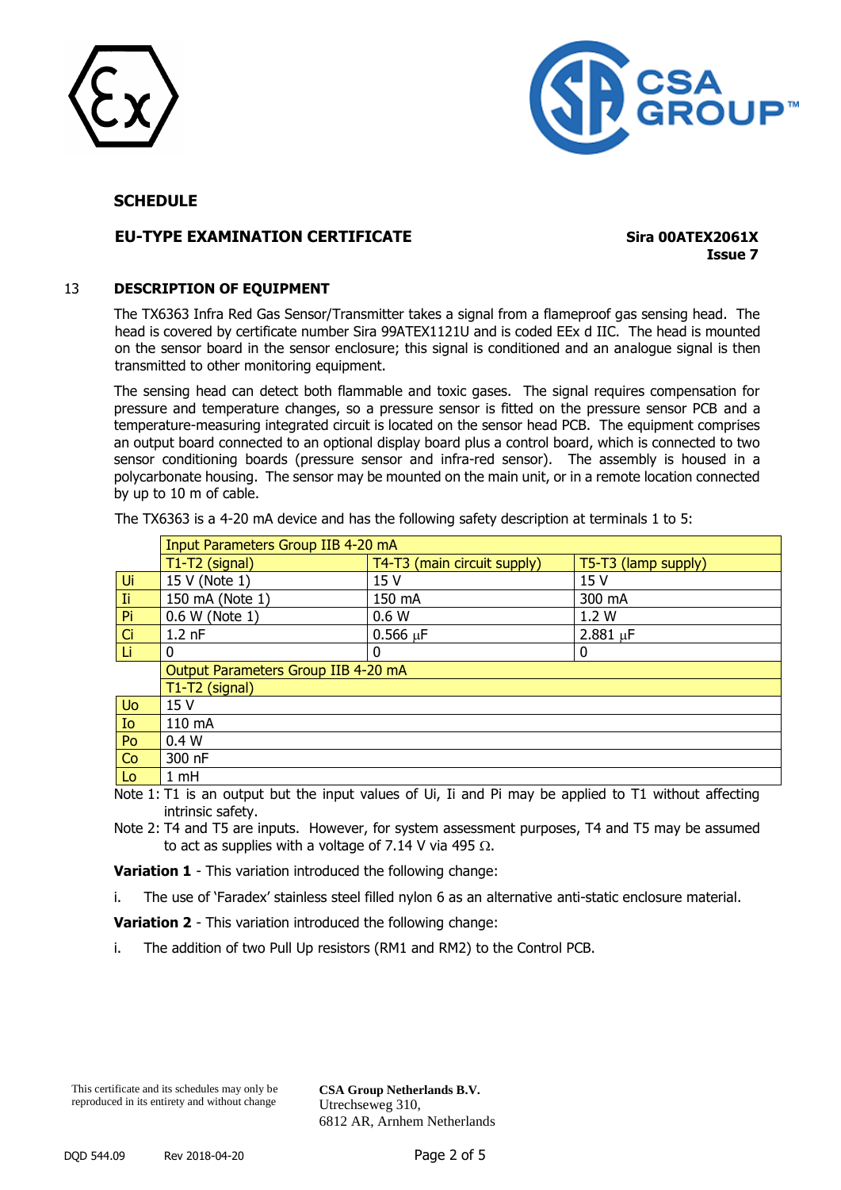**SCHEDULE**

**EU-TYPE EXAMINATION CERTIFICATE**

**Sira 00ATEX2061X**
**Issue 7**

## 13 DESCRIPTION OF EQUIPMENT

The TX6363 Infra Red Gas Sensor/Transmitter takes a signal from a flameproof gas sensing head. The head is covered by certificate number Sira 99ATEX1121U and is coded EEx d IIC. The head is mounted on the sensor board in the sensor enclosure; this signal is conditioned and an analogue signal is then transmitted to other monitoring equipment.

The sensing head can detect both flammable and toxic gases. The signal requires compensation for pressure and temperature changes, so a pressure sensor is fitted on the pressure sensor PCB and a temperature-measuring integrated circuit is located on the sensor head PCB. The equipment comprises an output board connected to an optional display board plus a control board, which is connected to two sensor conditioning boards (pressure sensor and infra-red sensor). The assembly is housed in a polycarbonate housing. The sensor may be mounted on the main unit, or in a remote location connected by up to 10 m of cable.

The TX6363 is a 4-20 mA device and has the following safety description at terminals 1 to 5:

| | Input Parameters Group IIB 4-20 mA | | |
|---|---|---|---|
| | T1-T2 (signal) | T4-T3 (main circuit supply) | T5-T3 (lamp supply) |
| Ui | 15 V (Note 1) | 15 V | 15 V |
| Ii | 150 mA (Note 1) | 150 mA | 300 mA |
| Pi | 0.6 W (Note 1) | 0.6 W | 1.2 W |
| Ci | 1.2 nF | 0.566 μF | 2.881 μF |
| Li | 0 | 0 | 0 |
| | **Output Parameters Group IIB 4-20 mA** | | |
| | T1-T2 (signal) | | |
| Uo | 15 V | | |
| Io | 110 mA | | |
| Po | 0.4 W | | |
| Co | 300 nF | | |
| Lo | 1 mH | | |

Note 1: T1 is an output but the input values of Ui, Ii and Pi may be applied to T1 without affecting intrinsic safety.

Note 2: T4 and T5 are inputs. However, for system assessment purposes, T4 and T5 may be assumed to act as supplies with a voltage of 7.14 V via 495 Ω.

**Variation 1** - This variation introduced the following change:

i. The use of 'Faradex' stainless steel filled nylon 6 as an alternative anti-static enclosure material.

**Variation 2** - This variation introduced the following change:

i. The addition of two Pull Up resistors (RM1 and RM2) to the Control PCB.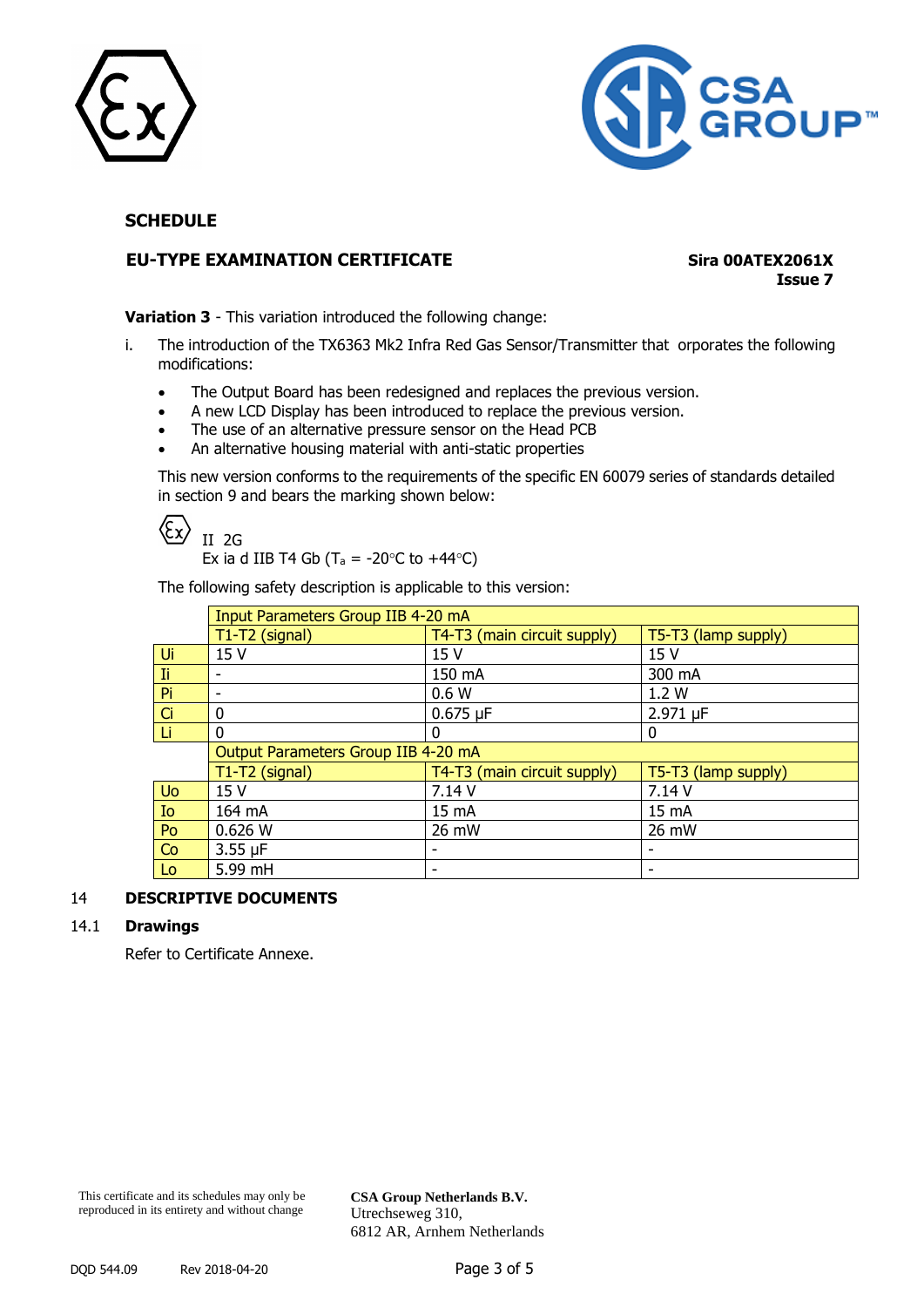## SCHEDULE

**EU-TYPE EXAMINATION CERTIFICATE**

**Sira 00ATEX2061X**
**Issue 7**

**Variation 3** - This variation introduced the following change:

i. The introduction of the TX6363 Mk2 Infra Red Gas Sensor/Transmitter that orporates the following modifications:

- The Output Board has been redesigned and replaces the previous version.
- A new LCD Display has been introduced to replace the previous version.
- The use of an alternative pressure sensor on the Head PCB
- An alternative housing material with anti-static properties

This new version conforms to the requirements of the specific EN 60079 series of standards detailed in section 9 and bears the marking shown below:

Ex II 2G
Ex ia d IIB T4 Gb ($T_a$ = -20°C to +44°C)

The following safety description is applicable to this version:

| | Input Parameters Group IIB 4-20 mA | | |
|---|---|---|---|
| | T1-T2 (signal) | T4-T3 (main circuit supply) | T5-T3 (lamp supply) |
| Ui | 15 V | 15 V | 15 V |
| Ii | - | 150 mA | 300 mA |
| Pi | - | 0.6 W | 1.2 W |
| Ci | 0 | 0.675 µF | 2.971 µF |
| Li | 0 | 0 | 0 |
| | **Output Parameters Group IIB 4-20 mA** | | |
| | T1-T2 (signal) | T4-T3 (main circuit supply) | T5-T3 (lamp supply) |
| Uo | 15 V | 7.14 V | 7.14 V |
| Io | 164 mA | 15 mA | 15 mA |
| Po | 0.626 W | 26 mW | 26 mW |
| Co | 3.55 µF | - | - |
| Lo | 5.99 mH | - | - |

## 14 DESCRIPTIVE DOCUMENTS

### 14.1 Drawings

Refer to Certificate Annexe.

This certificate and its schedules may only be reproduced in its entirety and without change

**CSA Group Netherlands B.V.**
Utrechseweg 310,
6812 AR, Arnhem Netherlands

DQD 544.09 Rev 2018-04-20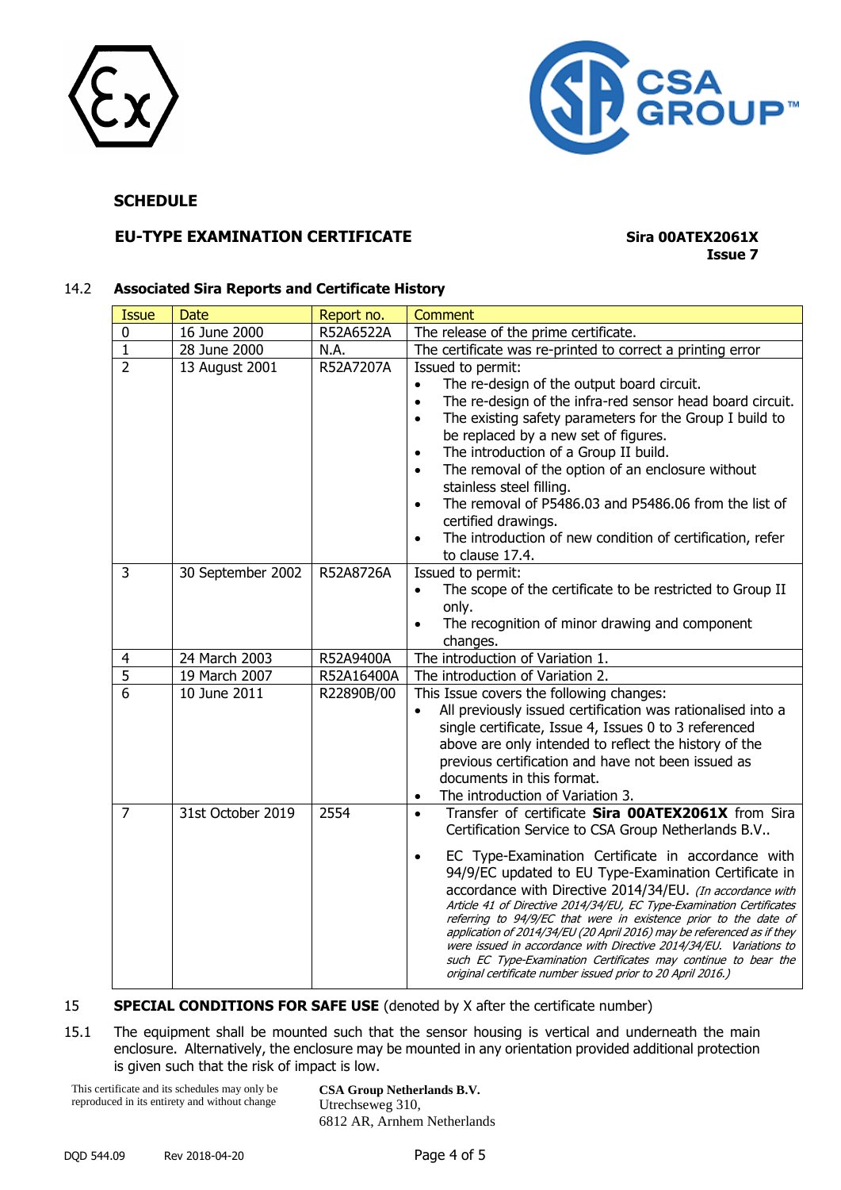## SCHEDULE

### EU-TYPE EXAMINATION CERTIFICATE

**Sira 00ATEX2061X**
**Issue 7**

14.2 **Associated Sira Reports and Certificate History**

| Issue | Date | Report no. | Comment |
|---|---|---|---|
| 0 | 16 June 2000 | R52A6522A | The release of the prime certificate. |
| 1 | 28 June 2000 | N.A. | The certificate was re-printed to correct a printing error |
| 2 | 13 August 2001 | R52A7207A | Issued to permit:<br>• The re-design of the output board circuit.<br>• The re-design of the infra-red sensor head board circuit.<br>• The existing safety parameters for the Group I build to be replaced by a new set of figures.<br>• The introduction of a Group II build.<br>• The removal of the option of an enclosure without stainless steel filling.<br>• The removal of P5486.03 and P5486.06 from the list of certified drawings.<br>• The introduction of new condition of certification, refer to clause 17.4. |
| 3 | 30 September 2002 | R52A8726A | Issued to permit:<br>• The scope of the certificate to be restricted to Group II only.<br>• The recognition of minor drawing and component changes. |
| 4 | 24 March 2003 | R52A9400A | The introduction of Variation 1. |
| 5 | 19 March 2007 | R52A16400A | The introduction of Variation 2. |
| 6 | 10 June 2011 | R22890B/00 | This Issue covers the following changes:<br>• All previously issued certification was rationalised into a single certificate, Issue 4, Issues 0 to 3 referenced above are only intended to reflect the history of the previous certification and have not been issued as documents in this format.<br>• The introduction of Variation 3. |
| 7 | 31st October 2019 | 2554 | • Transfer of certificate **Sira 00ATEX2061X** from Sira Certification Service to CSA Group Netherlands B.V..<br>• EC Type-Examination Certificate in accordance with 94/9/EC updated to EU Type-Examination Certificate in accordance with Directive 2014/34/EU. *(In accordance with Article 41 of Directive 2014/34/EU, EC Type-Examination Certificates referring to 94/9/EC that were in existence prior to the date of application of 2014/34/EU (20 April 2016) may be referenced as if they were issued in accordance with Directive 2014/34/EU. Variations to such EC Type-Examination Certificates may continue to bear the original certificate number issued prior to 20 April 2016.)* |

15 **SPECIAL CONDITIONS FOR SAFE USE** (denoted by X after the certificate number)

15.1 The equipment shall be mounted such that the sensor housing is vertical and underneath the main enclosure. Alternatively, the enclosure may be mounted in any orientation provided additional protection is given such that the risk of impact is low.

This certificate and its schedules may only be reproduced in its entirety and without change

**CSA Group Netherlands B.V.**
Utrechseweg 310,
6812 AR, Arnhem Netherlands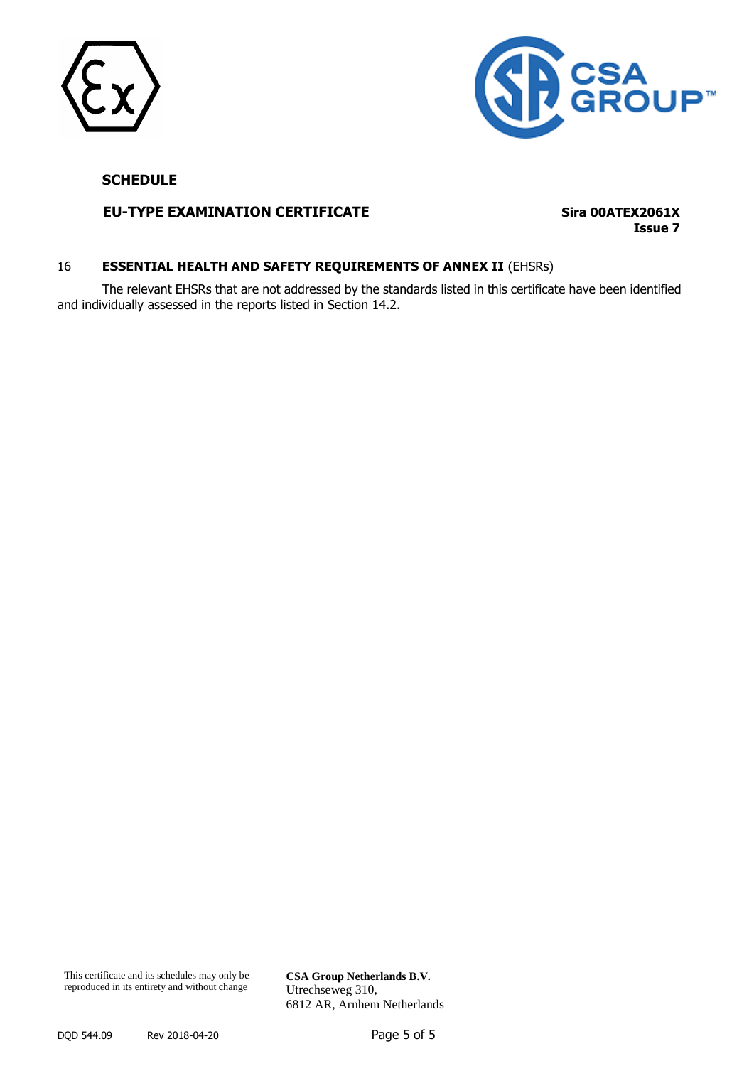**SCHEDULE**

**EU-TYPE EXAMINATION CERTIFICATE** **Sira 00ATEX2061X Issue 7**

16 **ESSENTIAL HEALTH AND SAFETY REQUIREMENTS OF ANNEX II** (EHSRs)

The relevant EHSRs that are not addressed by the standards listed in this certificate have been identified and individually assessed in the reports listed in Section 14.2.

This certificate and its schedules may only be reproduced in its entirety and without change

**CSA Group Netherlands B.V.**
Utrechseweg 310,
6812 AR, Arnhem Netherlands

DQD 544.09 Rev 2018-04-20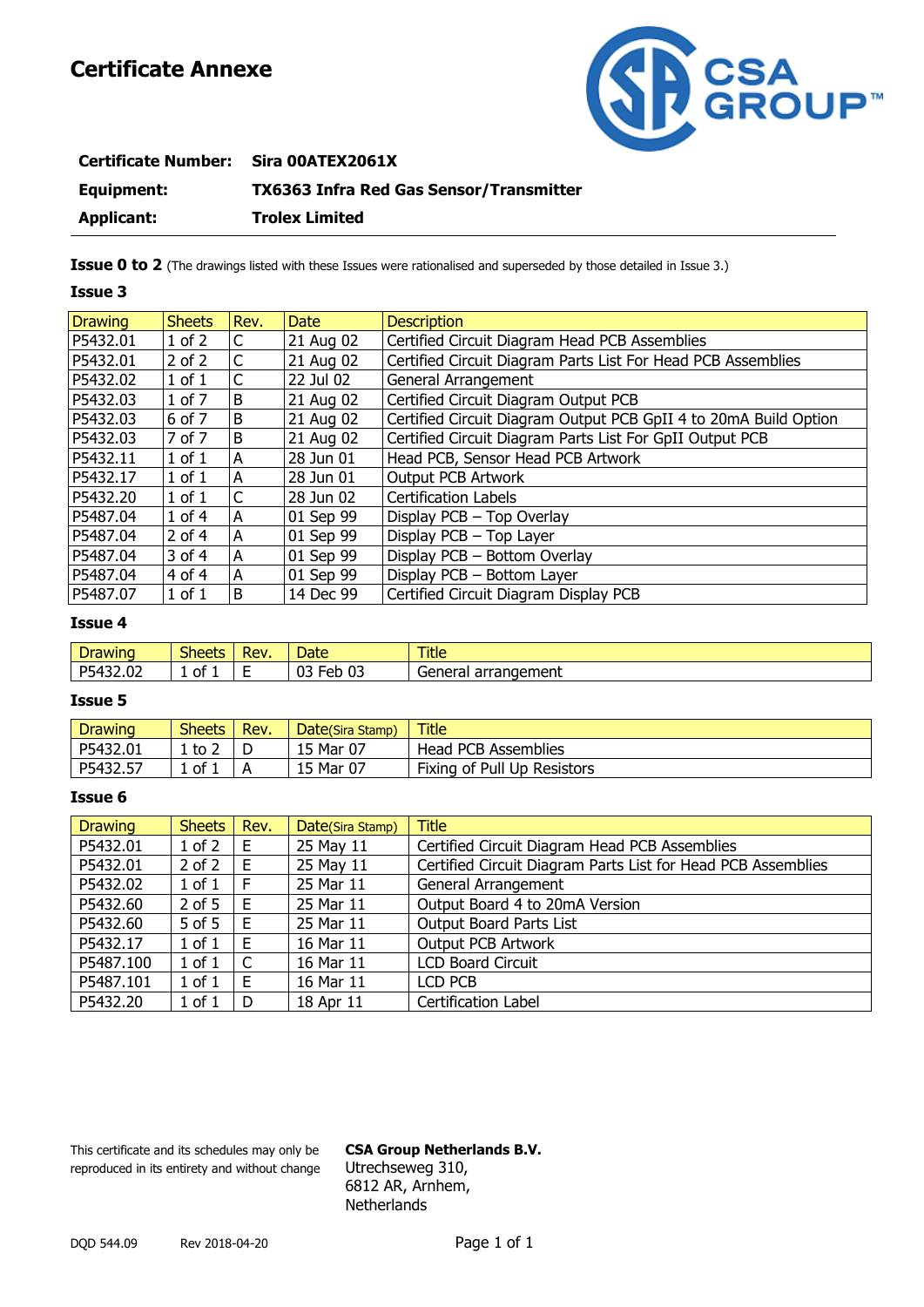# Certificate Annexe

**Certificate Number:** **Sira 00ATEX2061X**

**Equipment:** **TX6363 Infra Red Gas Sensor/Transmitter**

**Applicant:** **Trolex Limited**

**Issue 0 to 2** (The drawings listed with these Issues were rationalised and superseded by those detailed in Issue 3.)

**Issue 3**

| Drawing | Sheets | Rev. | Date | Description |
|---|---|---|---|---|
| P5432.01 | 1 of 2 | C | 21 Aug 02 | Certified Circuit Diagram Head PCB Assemblies |
| P5432.01 | 2 of 2 | C | 21 Aug 02 | Certified Circuit Diagram Parts List For Head PCB Assemblies |
| P5432.02 | 1 of 1 | C | 22 Jul 02 | General Arrangement |
| P5432.03 | 1 of 7 | B | 21 Aug 02 | Certified Circuit Diagram Output PCB |
| P5432.03 | 6 of 7 | B | 21 Aug 02 | Certified Circuit Diagram Output PCB GpII 4 to 20mA Build Option |
| P5432.03 | 7 of 7 | B | 21 Aug 02 | Certified Circuit Diagram Parts List For GpII Output PCB |
| P5432.11 | 1 of 1 | A | 28 Jun 01 | Head PCB, Sensor Head PCB Artwork |
| P5432.17 | 1 of 1 | A | 28 Jun 01 | Output PCB Artwork |
| P5432.20 | 1 of 1 | C | 28 Jun 02 | Certification Labels |
| P5487.04 | 1 of 4 | A | 01 Sep 99 | Display PCB – Top Overlay |
| P5487.04 | 2 of 4 | A | 01 Sep 99 | Display PCB – Top Layer |
| P5487.04 | 3 of 4 | A | 01 Sep 99 | Display PCB – Bottom Overlay |
| P5487.04 | 4 of 4 | A | 01 Sep 99 | Display PCB – Bottom Layer |
| P5487.07 | 1 of 1 | B | 14 Dec 99 | Certified Circuit Diagram Display PCB |

**Issue 4**

| Drawing | Sheets | Rev. | Date | Title |
|---|---|---|---|---|
| P5432.02 | 1 of 1 | E | 03 Feb 03 | General arrangement |

**Issue 5**

| Drawing | Sheets | Rev. | Date(Sira Stamp) | Title |
|---|---|---|---|---|
| P5432.01 | 1 to 2 | D | 15 Mar 07 | Head PCB Assemblies |
| P5432.57 | 1 of 1 | A | 15 Mar 07 | Fixing of Pull Up Resistors |

**Issue 6**

| Drawing | Sheets | Rev. | Date(Sira Stamp) | Title |
|---|---|---|---|---|
| P5432.01 | 1 of 2 | E | 25 May 11 | Certified Circuit Diagram Head PCB Assemblies |
| P5432.01 | 2 of 2 | E | 25 May 11 | Certified Circuit Diagram Parts List for Head PCB Assemblies |
| P5432.02 | 1 of 1 | F | 25 Mar 11 | General Arrangement |
| P5432.60 | 2 of 5 | E | 25 Mar 11 | Output Board 4 to 20mA Version |
| P5432.60 | 5 of 5 | E | 25 Mar 11 | Output Board Parts List |
| P5432.17 | 1 of 1 | E | 16 Mar 11 | Output PCB Artwork |
| P5487.100 | 1 of 1 | C | 16 Mar 11 | LCD Board Circuit |
| P5487.101 | 1 of 1 | E | 16 Mar 11 | LCD PCB |
| P5432.20 | 1 of 1 | D | 18 Apr 11 | Certification Label |

This certificate and its schedules may only be reproduced in its entirety and without change

**CSA Group Netherlands B.V.**
Utrechseweg 310,
6812 AR, Arnhem,
Netherlands

DQD 544.09 Rev 2018-04-20